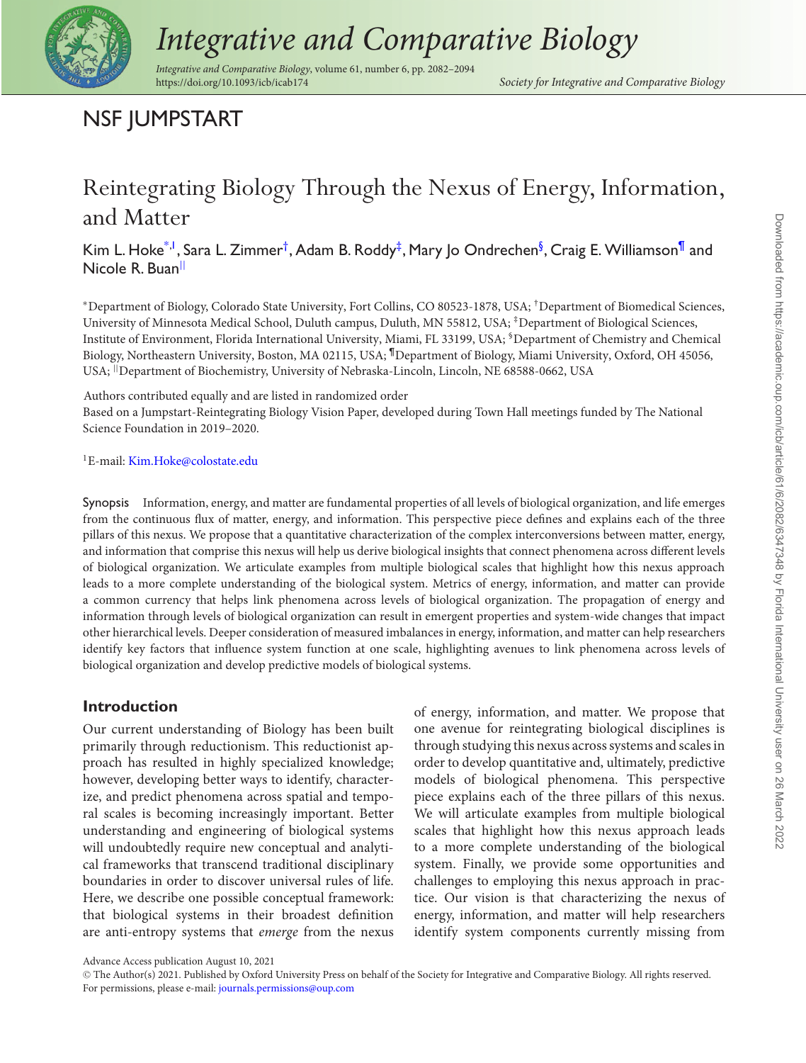NSF JUMPSTART

# Reintegrating Biology Through the Nexus of Energy, Information, and Matter

Kim L. Hoke[*,1], Sara L. Zimmer[†], Adam B. Roddy[‡], Mary Jo Ondrechen[§], Craig E. Williamson[¶] and Nicole R. Buan[||]

[*]Department of Biology, Colorado State University, Fort Collins, CO 80523-1878, USA; [†]Department of Biomedical Sciences, University of Minnesota Medical School, Duluth campus, Duluth, MN 55812, USA; [‡]Department of Biological Sciences, Institute of Environment, Florida International University, Miami, FL 33199, USA; [§]Department of Chemistry and Chemical Biology, Northeastern University, Boston, MA 02115, USA; [¶]Department of Biology, Miami University, Oxford, OH 45056, USA; [||]Department of Biochemistry, University of Nebraska-Lincoln, Lincoln, NE 68588-0662, USA

Authors contributed equally and are listed in randomized order

Based on a Jumpstart-Reintegrating Biology Vision Paper, developed during Town Hall meetings funded by The National Science Foundation in 2019–2020.

[1]E-mail: Kim.Hoke@colostate.edu

**Synopsis** Information, energy, and matter are fundamental properties of all levels of biological organization, and life emerges from the continuous flux of matter, energy, and information. This perspective piece defines and explains each of the three pillars of this nexus. We propose that a quantitative characterization of the complex interconversions between matter, energy, and information that comprise this nexus will help us derive biological insights that connect phenomena across different levels of biological organization. We articulate examples from multiple biological scales that highlight how this nexus approach leads to a more complete understanding of the biological system. Metrics of energy, information, and matter can provide a common currency that helps link phenomena across levels of biological organization. The propagation of energy and information through levels of biological organization can result in emergent properties and system-wide changes that impact other hierarchical levels. Deeper consideration of measured imbalances in energy, information, and matter can help researchers identify key factors that influence system function at one scale, highlighting avenues to link phenomena across levels of biological organization and develop predictive models of biological systems.

## Introduction

Our current understanding of Biology has been built primarily through reductionism. This reductionist approach has resulted in highly specialized knowledge; however, developing better ways to identify, characterize, and predict phenomena across spatial and temporal scales is becoming increasingly important. Better understanding and engineering of biological systems will undoubtedly require new conceptual and analytical frameworks that transcend traditional disciplinary boundaries in order to discover universal rules of life. Here, we describe one possible conceptual framework: that biological systems in their broadest definition are anti-entropy systems that *emerge* from the nexus of energy, information, and matter. We propose that one avenue for reintegrating biological disciplines is through studying this nexus across systems and scales in order to develop quantitative and, ultimately, predictive models of biological phenomena. This perspective piece explains each of the three pillars of this nexus. We will articulate examples from multiple biological scales that highlight how this nexus approach leads to a more complete understanding of the biological system. Finally, we provide some opportunities and challenges to employing this nexus approach in practice. Our vision is that characterizing the nexus of energy, information, and matter will help researchers identify system components currently missing from

Advance Access publication August 10, 2021

© The Author(s) 2021. Published by Oxford University Press on behalf of the Society for Integrative and Comparative Biology. All rights reserved. For permissions, please e-mail: journals.permissions@oup.com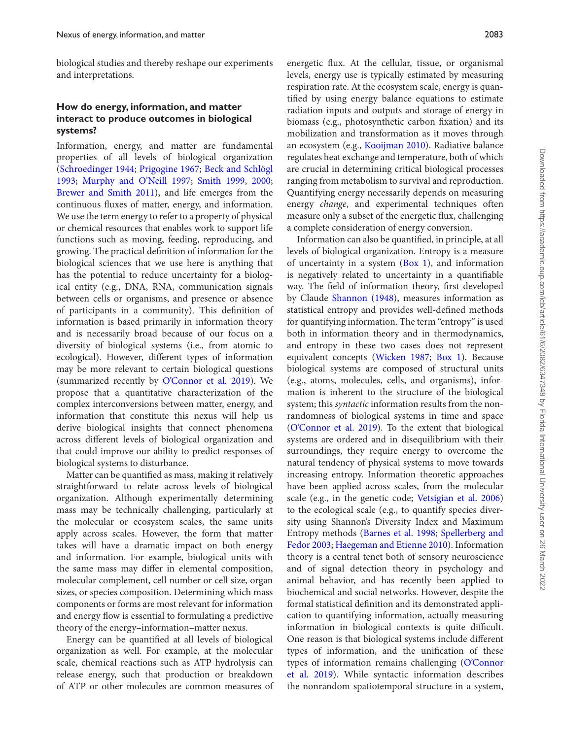biological studies and thereby reshape our experiments and interpretations.

### How do energy, information, and matter interact to produce outcomes in biological systems?

Information, energy, and matter are fundamental properties of all levels of biological organization (Schroedinger 1944; Prigogine 1967; Beck and Schlögl 1993; Murphy and O'Neill 1997; Smith 1999, 2000; Brewer and Smith 2011), and life emerges from the continuous fluxes of matter, energy, and information. We use the term energy to refer to a property of physical or chemical resources that enables work to support life functions such as moving, feeding, reproducing, and growing. The practical definition of information for the biological sciences that we use here is anything that has the potential to reduce uncertainty for a biological entity (e.g., DNA, RNA, communication signals between cells or organisms, and presence or absence of participants in a community). This definition of information is based primarily in information theory and is necessarily broad because of our focus on a diversity of biological systems (i.e., from atomic to ecological). However, different types of information may be more relevant to certain biological questions (summarized recently by O'Connor et al. 2019). We propose that a quantitative characterization of the complex interconversions between matter, energy, and information that constitute this nexus will help us derive biological insights that connect phenomena across different levels of biological organization and that could improve our ability to predict responses of biological systems to disturbance.

Matter can be quantified as mass, making it relatively straightforward to relate across levels of biological organization. Although experimentally determining mass may be technically challenging, particularly at the molecular or ecosystem scales, the same units apply across scales. However, the form that matter takes will have a dramatic impact on both energy and information. For example, biological units with the same mass may differ in elemental composition, molecular complement, cell number or cell size, organ sizes, or species composition. Determining which mass components or forms are most relevant for information and energy flow is essential to formulating a predictive theory of the energy–information–matter nexus.

Energy can be quantified at all levels of biological organization as well. For example, at the molecular scale, chemical reactions such as ATP hydrolysis can release energy, such that production or breakdown of ATP or other molecules are common measures of energetic flux. At the cellular, tissue, or organismal levels, energy use is typically estimated by measuring respiration rate. At the ecosystem scale, energy is quantified by using energy balance equations to estimate radiation inputs and outputs and storage of energy in biomass (e.g., photosynthetic carbon fixation) and its mobilization and transformation as it moves through an ecosystem (e.g., Kooijman 2010). Radiative balance regulates heat exchange and temperature, both of which are crucial in determining critical biological processes ranging from metabolism to survival and reproduction. Quantifying energy necessarily depends on measuring energy *change*, and experimental techniques often measure only a subset of the energetic flux, challenging a complete consideration of energy conversion.

Information can also be quantified, in principle, at all levels of biological organization. Entropy is a measure of uncertainty in a system (Box 1), and information is negatively related to uncertainty in a quantifiable way. The field of information theory, first developed by Claude Shannon (1948), measures information as statistical entropy and provides well-defined methods for quantifying information. The term "entropy" is used both in information theory and in thermodynamics, and entropy in these two cases does not represent equivalent concepts (Wicken 1987; Box 1). Because biological systems are composed of structural units (e.g., atoms, molecules, cells, and organisms), information is inherent to the structure of the biological system; this *syntactic* information results from the nonrandomness of biological systems in time and space (O'Connor et al. 2019). To the extent that biological systems are ordered and in disequilibrium with their surroundings, they require energy to overcome the natural tendency of physical systems to move towards increasing entropy. Information theoretic approaches have been applied across scales, from the molecular scale (e.g., in the genetic code; Vetsigian et al. 2006) to the ecological scale (e.g., to quantify species diversity using Shannon's Diversity Index and Maximum Entropy methods (Barnes et al. 1998; Spellerberg and Fedor 2003; Haegeman and Etienne 2010). Information theory is a central tenet both of sensory neuroscience and of signal detection theory in psychology and animal behavior, and has recently been applied to biochemical and social networks. However, despite the formal statistical definition and its demonstrated application to quantifying information, actually measuring information in biological contexts is quite difficult. One reason is that biological systems include different types of information, and the unification of these types of information remains challenging (O'Connor et al. 2019). While syntactic information describes the nonrandom spatiotemporal structure in a system,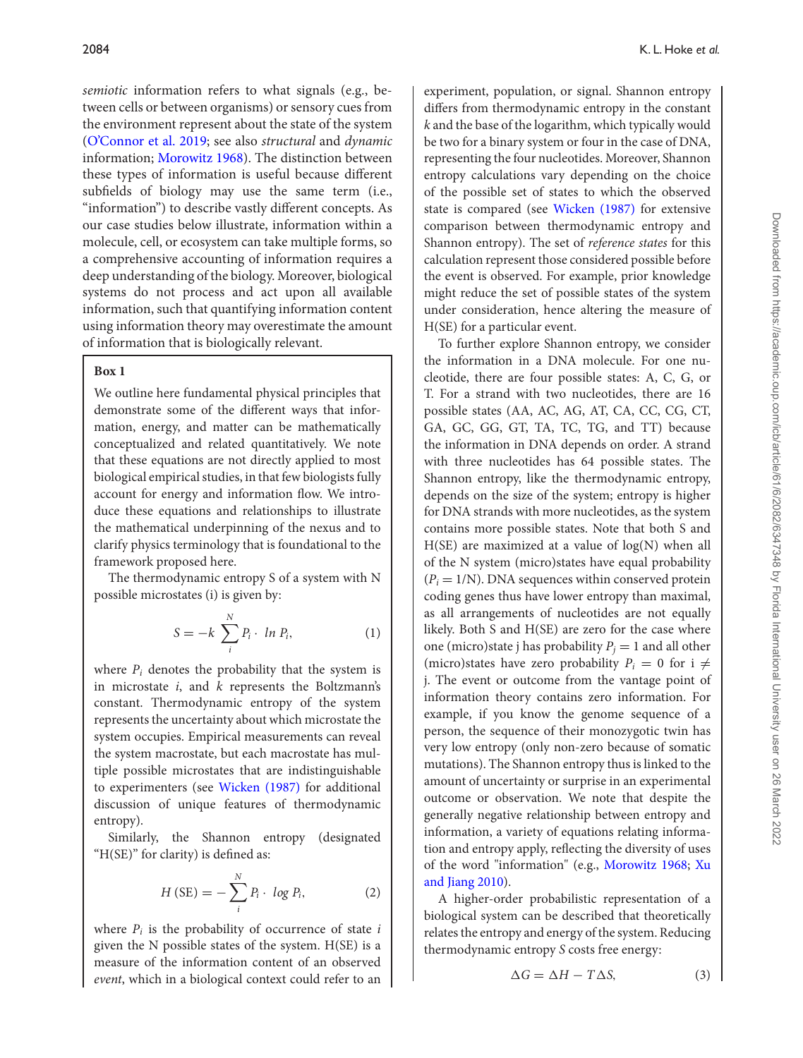*semiotic* information refers to what signals (e.g., between cells or between organisms) or sensory cues from the environment represent about the state of the system (O'Connor et al. 2019; see also *structural* and *dynamic* information; Morowitz 1968). The distinction between these types of information is useful because different subfields of biology may use the same term (i.e., "information") to describe vastly different concepts. As our case studies below illustrate, information within a molecule, cell, or ecosystem can take multiple forms, so a comprehensive accounting of information requires a deep understanding of the biology. Moreover, biological systems do not process and act upon all available information, such that quantifying information content using information theory may overestimate the amount of information that is biologically relevant.

**Box 1**

We outline here fundamental physical principles that demonstrate some of the different ways that information, energy, and matter can be mathematically conceptualized and related quantitatively. We note that these equations are not directly applied to most biological empirical studies, in that few biologists fully account for energy and information flow. We introduce these equations and relationships to illustrate the mathematical underpinning of the nexus and to clarify physics terminology that is foundational to the framework proposed here.

The thermodynamic entropy S of a system with N possible microstates (i) is given by:

$$S = -k \sum_{i}^{N} P_i \cdot \ ln \ P_i, \tag{1}$$

where $P_i$ denotes the probability that the system is in microstate $i$, and $k$ represents the Boltzmann's constant. Thermodynamic entropy of the system represents the uncertainty about which microstate the system occupies. Empirical measurements can reveal the system macrostate, but each macrostate has multiple possible microstates that are indistinguishable to experimenters (see Wicken (1987) for additional discussion of unique features of thermodynamic entropy).

Similarly, the Shannon entropy (designated "H(SE)" for clarity) is defined as:

$$H\,(\mathrm{SE}) = -\sum_{i}^{N} P_i \cdot \ log \ P_i, \tag{2}$$

where $P_i$ is the probability of occurrence of state $i$ given the N possible states of the system. H(SE) is a measure of the information content of an observed *event*, which in a biological context could refer to an experiment, population, or signal. Shannon entropy differs from thermodynamic entropy in the constant $k$ and the base of the logarithm, which typically would be two for a binary system or four in the case of DNA, representing the four nucleotides. Moreover, Shannon entropy calculations vary depending on the choice of the possible set of states to which the observed state is compared (see Wicken (1987) for extensive comparison between thermodynamic entropy and Shannon entropy). The set of *reference states* for this calculation represent those considered possible before the event is observed. For example, prior knowledge might reduce the set of possible states of the system under consideration, hence altering the measure of H(SE) for a particular event.

To further explore Shannon entropy, we consider the information in a DNA molecule. For one nucleotide, there are four possible states: A, C, G, or T. For a strand with two nucleotides, there are 16 possible states (AA, AC, AG, AT, CA, CC, CG, CT, GA, GC, GG, GT, TA, TC, TG, and TT) because the information in DNA depends on order. A strand with three nucleotides has 64 possible states. The Shannon entropy, like the thermodynamic entropy, depends on the size of the system; entropy is higher for DNA strands with more nucleotides, as the system contains more possible states. Note that both S and H(SE) are maximized at a value of log(N) when all of the N system (micro)states have equal probability ($P_i = 1/\mathrm{N}$). DNA sequences within conserved protein coding genes thus have lower entropy than maximal, as all arrangements of nucleotides are not equally likely. Both S and H(SE) are zero for the case where one (micro)state j has probability $P_j = 1$ and all other (micro)states have zero probability $P_i = 0$ for $\mathrm{i} \neq \mathrm{j}$. The event or outcome from the vantage point of information theory contains zero information. For example, if you know the genome sequence of a person, the sequence of their monozygotic twin has very low entropy (only non-zero because of somatic mutations). The Shannon entropy thus is linked to the amount of uncertainty or surprise in an experimental outcome or observation. We note that despite the generally negative relationship between entropy and information, a variety of equations relating information and entropy apply, reflecting the diversity of uses of the word "information" (e.g., Morowitz 1968; Xu and Jiang 2010).

A higher-order probabilistic representation of a biological system can be described that theoretically relates the entropy and energy of the system. Reducing thermodynamic entropy $S$ costs free energy:

$$\Delta G = \Delta H - T \Delta S, \tag{3}$$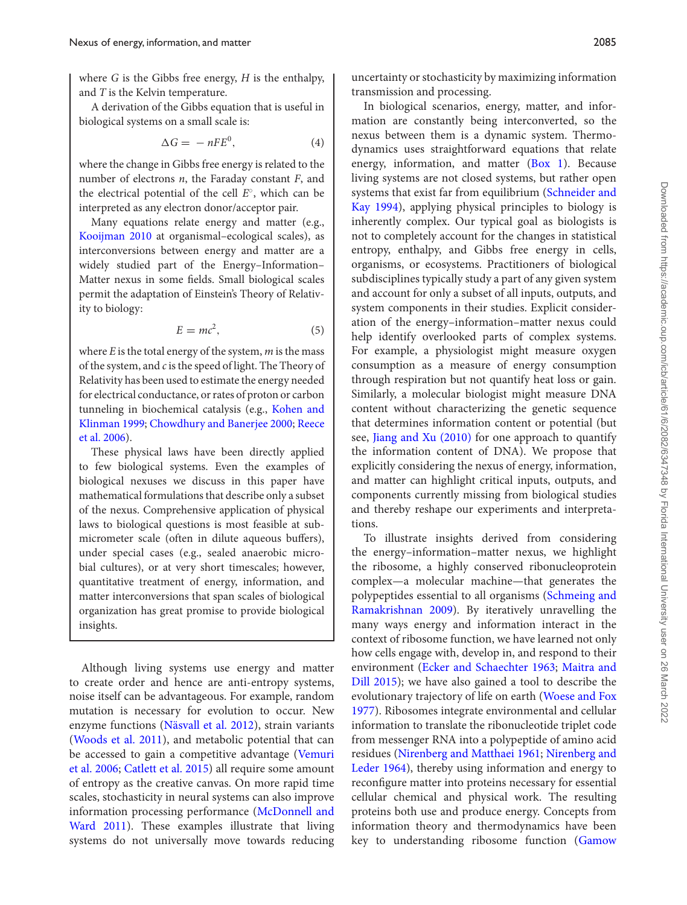where $G$ is the Gibbs free energy, $H$ is the enthalpy, and $T$ is the Kelvin temperature.

A derivation of the Gibbs equation that is useful in biological systems on a small scale is:

$$\Delta G = -nFE^0, \tag{4}$$

where the change in Gibbs free energy is related to the number of electrons $n$, the Faraday constant $F$, and the electrical potential of the cell $E^\circ$, which can be interpreted as any electron donor/acceptor pair.

Many equations relate energy and matter (e.g., Kooijman 2010 at organismal–ecological scales), as interconversions between energy and matter are a widely studied part of the Energy–Information–Matter nexus in some fields. Small biological scales permit the adaptation of Einstein's Theory of Relativity to biology:

$$E = mc^2, \tag{5}$$

where $E$ is the total energy of the system, $m$ is the mass of the system, and $c$ is the speed of light. The Theory of Relativity has been used to estimate the energy needed for electrical conductance, or rates of proton or carbon tunneling in biochemical catalysis (e.g., Kohen and Klinman 1999; Chowdhury and Banerjee 2000; Reece et al. 2006).

These physical laws have been directly applied to few biological systems. Even the examples of biological nexuses we discuss in this paper have mathematical formulations that describe only a subset of the nexus. Comprehensive application of physical laws to biological questions is most feasible at sub-micrometer scale (often in dilute aqueous buffers), under special cases (e.g., sealed anaerobic microbial cultures), or at very short timescales; however, quantitative treatment of energy, information, and matter interconversions that span scales of biological organization has great promise to provide biological insights.

Although living systems use energy and matter to create order and hence are anti-entropy systems, noise itself can be advantageous. For example, random mutation is necessary for evolution to occur. New enzyme functions (Näsvall et al. 2012), strain variants (Woods et al. 2011), and metabolic potential that can be accessed to gain a competitive advantage (Vemuri et al. 2006; Catlett et al. 2015) all require some amount of entropy as the creative canvas. On more rapid time scales, stochasticity in neural systems can also improve information processing performance (McDonnell and Ward 2011). These examples illustrate that living systems do not universally move towards reducing uncertainty or stochasticity by maximizing information transmission and processing.

In biological scenarios, energy, matter, and information are constantly being interconverted, so the nexus between them is a dynamic system. Thermodynamics uses straightforward equations that relate energy, information, and matter (Box 1). Because living systems are not closed systems, but rather open systems that exist far from equilibrium (Schneider and Kay 1994), applying physical principles to biology is inherently complex. Our typical goal as biologists is not to completely account for the changes in statistical entropy, enthalpy, and Gibbs free energy in cells, organisms, or ecosystems. Practitioners of biological subdisciplines typically study a part of any given system and account for only a subset of all inputs, outputs, and system components in their studies. Explicit consideration of the energy–information–matter nexus could help identify overlooked parts of complex systems. For example, a physiologist might measure oxygen consumption as a measure of energy consumption through respiration but not quantify heat loss or gain. Similarly, a molecular biologist might measure DNA content without characterizing the genetic sequence that determines information content or potential (but see, Jiang and Xu (2010) for one approach to quantify the information content of DNA). We propose that explicitly considering the nexus of energy, information, and matter can highlight critical inputs, outputs, and components currently missing from biological studies and thereby reshape our experiments and interpretations.

To illustrate insights derived from considering the energy–information–matter nexus, we highlight the ribosome, a highly conserved ribonucleoprotein complex—a molecular machine—that generates the polypeptides essential to all organisms (Schmeing and Ramakrishnan 2009). By iteratively unravelling the many ways energy and information interact in the context of ribosome function, we have learned not only how cells engage with, develop in, and respond to their environment (Ecker and Schaechter 1963; Maitra and Dill 2015); we have also gained a tool to describe the evolutionary trajectory of life on earth (Woese and Fox 1977). Ribosomes integrate environmental and cellular information to translate the ribonucleotide triplet code from messenger RNA into a polypeptide of amino acid residues (Nirenberg and Matthaei 1961; Nirenberg and Leder 1964), thereby using information and energy to reconfigure matter into proteins necessary for essential cellular chemical and physical work. The resulting proteins both use and produce energy. Concepts from information theory and thermodynamics have been key to understanding ribosome function (Gamow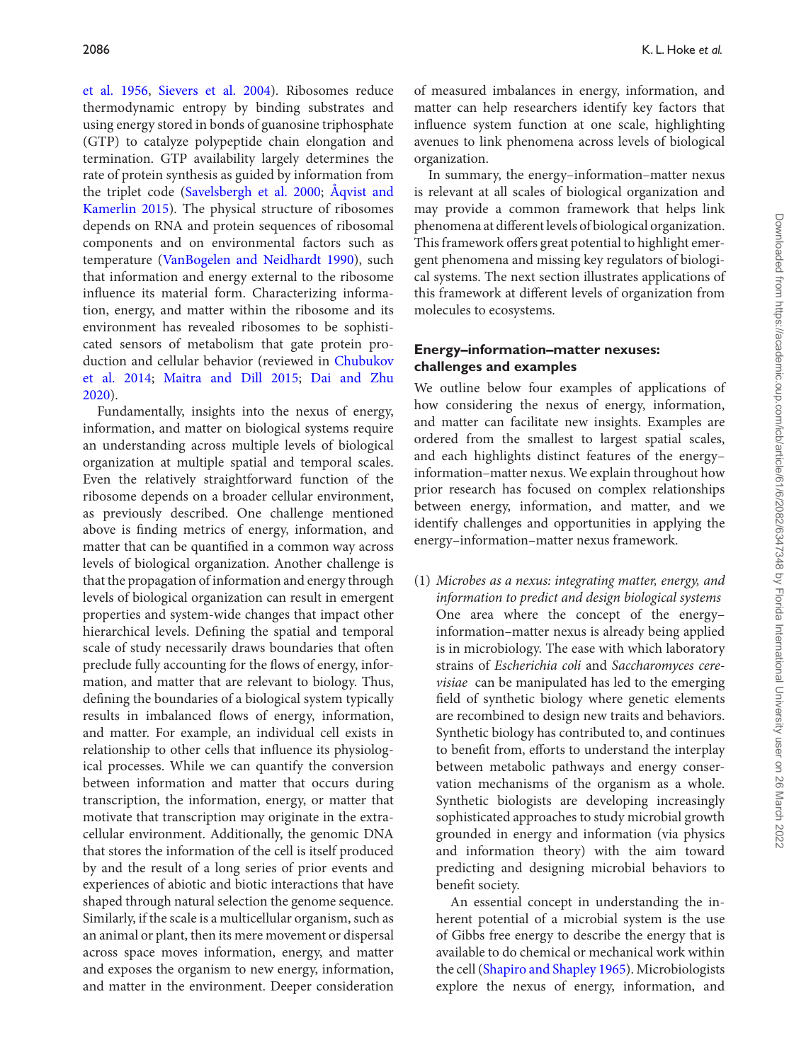et al. 1956, Sievers et al. 2004). Ribosomes reduce thermodynamic entropy by binding substrates and using energy stored in bonds of guanosine triphosphate (GTP) to catalyze polypeptide chain elongation and termination. GTP availability largely determines the rate of protein synthesis as guided by information from the triplet code (Savelsbergh et al. 2000; Åqvist and Kamerlin 2015). The physical structure of ribosomes depends on RNA and protein sequences of ribosomal components and on environmental factors such as temperature (VanBogelen and Neidhardt 1990), such that information and energy external to the ribosome influence its material form. Characterizing information, energy, and matter within the ribosome and its environment has revealed ribosomes to be sophisticated sensors of metabolism that gate protein production and cellular behavior (reviewed in Chubukov et al. 2014; Maitra and Dill 2015; Dai and Zhu 2020).

Fundamentally, insights into the nexus of energy, information, and matter on biological systems require an understanding across multiple levels of biological organization at multiple spatial and temporal scales. Even the relatively straightforward function of the ribosome depends on a broader cellular environment, as previously described. One challenge mentioned above is finding metrics of energy, information, and matter that can be quantified in a common way across levels of biological organization. Another challenge is that the propagation of information and energy through levels of biological organization can result in emergent properties and system-wide changes that impact other hierarchical levels. Defining the spatial and temporal scale of study necessarily draws boundaries that often preclude fully accounting for the flows of energy, information, and matter that are relevant to biology. Thus, defining the boundaries of a biological system typically results in imbalanced flows of energy, information, and matter. For example, an individual cell exists in relationship to other cells that influence its physiological processes. While we can quantify the conversion between information and matter that occurs during transcription, the information, energy, or matter that motivate that transcription may originate in the extracellular environment. Additionally, the genomic DNA that stores the information of the cell is itself produced by and the result of a long series of prior events and experiences of abiotic and biotic interactions that have shaped through natural selection the genome sequence. Similarly, if the scale is a multicellular organism, such as an animal or plant, then its mere movement or dispersal across space moves information, energy, and matter and exposes the organism to new energy, information, and matter in the environment. Deeper consideration of measured imbalances in energy, information, and matter can help researchers identify key factors that influence system function at one scale, highlighting avenues to link phenomena across levels of biological organization.

In summary, the energy–information–matter nexus is relevant at all scales of biological organization and may provide a common framework that helps link phenomena at different levels of biological organization. This framework offers great potential to highlight emergent phenomena and missing key regulators of biological systems. The next section illustrates applications of this framework at different levels of organization from molecules to ecosystems.

## Energy–information–matter nexuses: challenges and examples

We outline below four examples of applications of how considering the nexus of energy, information, and matter can facilitate new insights. Examples are ordered from the smallest to largest spatial scales, and each highlights distinct features of the energy–information–matter nexus. We explain throughout how prior research has focused on complex relationships between energy, information, and matter, and we identify challenges and opportunities in applying the energy–information–matter nexus framework.

(1) *Microbes as a nexus: integrating matter, energy, and information to predict and design biological systems*
One area where the concept of the energy–information–matter nexus is already being applied is in microbiology. The ease with which laboratory strains of *Escherichia coli* and *Saccharomyces cerevisiae* can be manipulated has led to the emerging field of synthetic biology where genetic elements are recombined to design new traits and behaviors. Synthetic biology has contributed to, and continues to benefit from, efforts to understand the interplay between metabolic pathways and energy conservation mechanisms of the organism as a whole. Synthetic biologists are developing increasingly sophisticated approaches to study microbial growth grounded in energy and information (via physics and information theory) with the aim toward predicting and designing microbial behaviors to benefit society.

An essential concept in understanding the inherent potential of a microbial system is the use of Gibbs free energy to describe the energy that is available to do chemical or mechanical work within the cell (Shapiro and Shapley 1965). Microbiologists explore the nexus of energy, information, and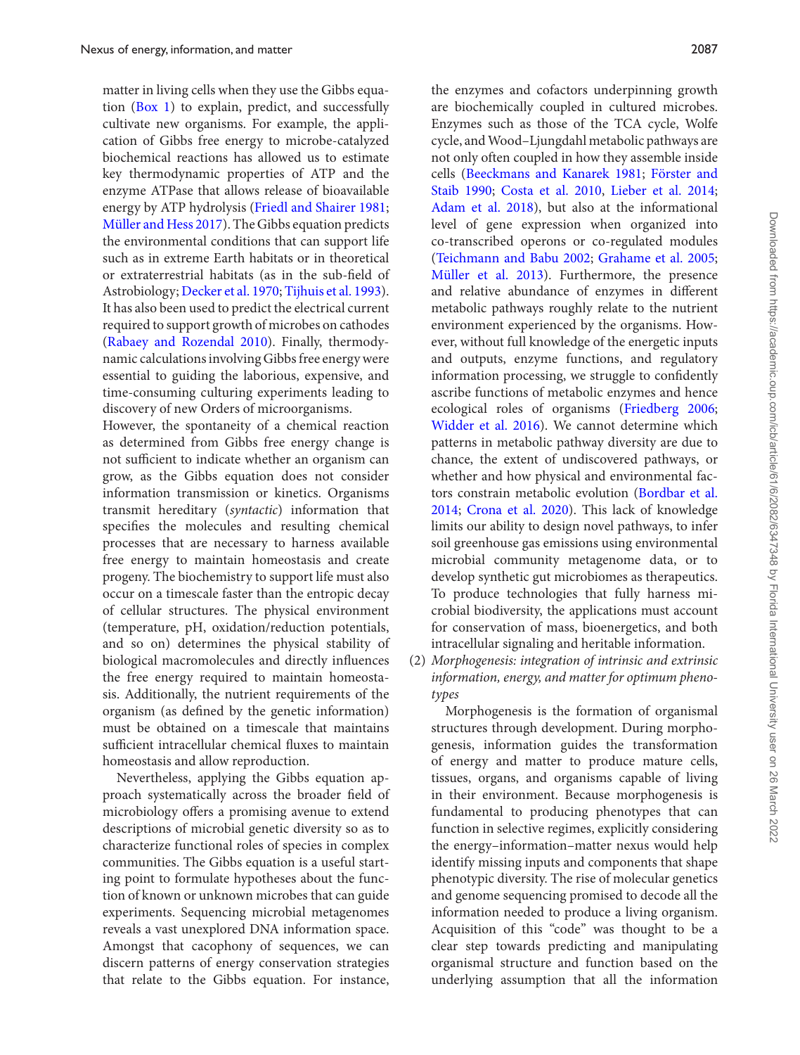matter in living cells when they use the Gibbs equation (Box 1) to explain, predict, and successfully cultivate new organisms. For example, the application of Gibbs free energy to microbe-catalyzed biochemical reactions has allowed us to estimate key thermodynamic properties of ATP and the enzyme ATPase that allows release of bioavailable energy by ATP hydrolysis (Friedl and Shairer 1981; Müller and Hess 2017). The Gibbs equation predicts the environmental conditions that can support life such as in extreme Earth habitats or in theoretical or extraterrestrial habitats (as in the sub-field of Astrobiology; Decker et al. 1970; Tijhuis et al. 1993). It has also been used to predict the electrical current required to support growth of microbes on cathodes (Rabaey and Rozendal 2010). Finally, thermodynamic calculations involving Gibbs free energy were essential to guiding the laborious, expensive, and time-consuming culturing experiments leading to discovery of new Orders of microorganisms.

However, the spontaneity of a chemical reaction as determined from Gibbs free energy change is not sufficient to indicate whether an organism can grow, as the Gibbs equation does not consider information transmission or kinetics. Organisms transmit hereditary (*syntactic*) information that specifies the molecules and resulting chemical processes that are necessary to harness available free energy to maintain homeostasis and create progeny. The biochemistry to support life must also occur on a timescale faster than the entropic decay of cellular structures. The physical environment (temperature, pH, oxidation/reduction potentials, and so on) determines the physical stability of biological macromolecules and directly influences the free energy required to maintain homeostasis. Additionally, the nutrient requirements of the organism (as defined by the genetic information) must be obtained on a timescale that maintains sufficient intracellular chemical fluxes to maintain homeostasis and allow reproduction.

Nevertheless, applying the Gibbs equation approach systematically across the broader field of microbiology offers a promising avenue to extend descriptions of microbial genetic diversity so as to characterize functional roles of species in complex communities. The Gibbs equation is a useful starting point to formulate hypotheses about the function of known or unknown microbes that can guide experiments. Sequencing microbial metagenomes reveals a vast unexplored DNA information space. Amongst that cacophony of sequences, we can discern patterns of energy conservation strategies that relate to the Gibbs equation. For instance, the enzymes and cofactors underpinning growth are biochemically coupled in cultured microbes. Enzymes such as those of the TCA cycle, Wolfe cycle, and Wood–Ljungdahl metabolic pathways are not only often coupled in how they assemble inside cells (Beeckmans and Kanarek 1981; Förster and Staib 1990; Costa et al. 2010; Lieber et al. 2014; Adam et al. 2018), but also at the informational level of gene expression when organized into co-transcribed operons or co-regulated modules (Teichmann and Babu 2002; Grahame et al. 2005; Müller et al. 2013). Furthermore, the presence and relative abundance of enzymes in different metabolic pathways roughly relate to the nutrient environment experienced by the organisms. However, without full knowledge of the energetic inputs and outputs, enzyme functions, and regulatory information processing, we struggle to confidently ascribe functions of metabolic enzymes and hence ecological roles of organisms (Friedberg 2006; Widder et al. 2016). We cannot determine which patterns in metabolic pathway diversity are due to chance, the extent of undiscovered pathways, or whether and how physical and environmental factors constrain metabolic evolution (Bordbar et al. 2014; Crona et al. 2020). This lack of knowledge limits our ability to design novel pathways, to infer soil greenhouse gas emissions using environmental microbial community metagenome data, or to develop synthetic gut microbiomes as therapeutics. To produce technologies that fully harness microbial biodiversity, the applications must account for conservation of mass, bioenergetics, and both intracellular signaling and heritable information.

(2) *Morphogenesis: integration of intrinsic and extrinsic information, energy, and matter for optimum phenotypes*

Morphogenesis is the formation of organismal structures through development. During morphogenesis, information guides the transformation of energy and matter to produce mature cells, tissues, organs, and organisms capable of living in their environment. Because morphogenesis is fundamental to producing phenotypes that can function in selective regimes, explicitly considering the energy–information–matter nexus would help identify missing inputs and components that shape phenotypic diversity. The rise of molecular genetics and genome sequencing promised to decode all the information needed to produce a living organism. Acquisition of this "code" was thought to be a clear step towards predicting and manipulating organismal structure and function based on the underlying assumption that all the information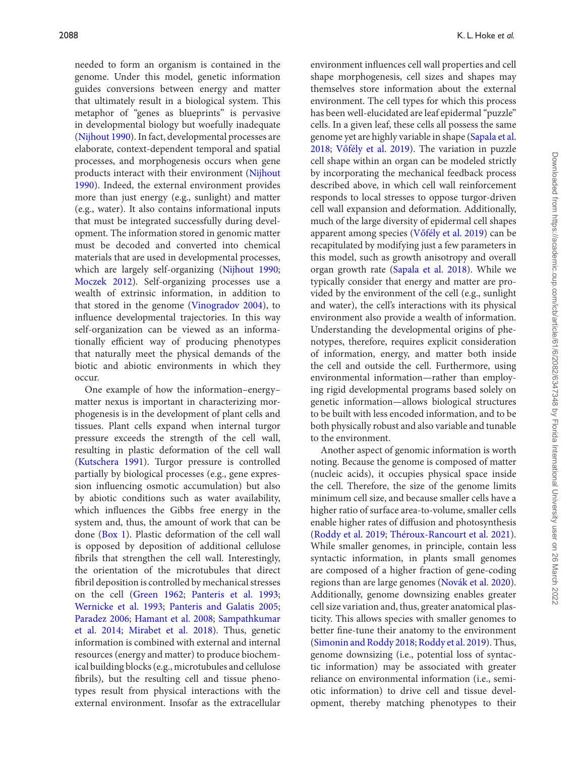needed to form an organism is contained in the genome. Under this model, genetic information guides conversions between energy and matter that ultimately result in a biological system. This metaphor of "genes as blueprints" is pervasive in developmental biology but woefully inadequate (Nijhout 1990). In fact, developmental processes are elaborate, context-dependent temporal and spatial processes, and morphogenesis occurs when gene products interact with their environment (Nijhout 1990). Indeed, the external environment provides more than just energy (e.g., sunlight) and matter (e.g., water). It also contains informational inputs that must be integrated successfully during development. The information stored in genomic matter must be decoded and converted into chemical materials that are used in developmental processes, which are largely self-organizing (Nijhout 1990; Moczek 2012). Self-organizing processes use a wealth of extrinsic information, in addition to that stored in the genome (Vinogradov 2004), to influence developmental trajectories. In this way self-organization can be viewed as an informationally efficient way of producing phenotypes that naturally meet the physical demands of the biotic and abiotic environments in which they occur.

One example of how the information–energy–matter nexus is important in characterizing morphogenesis is in the development of plant cells and tissues. Plant cells expand when internal turgor pressure exceeds the strength of the cell wall, resulting in plastic deformation of the cell wall (Kutschera 1991). Turgor pressure is controlled partially by biological processes (e.g., gene expression influencing osmotic accumulation) but also by abiotic conditions such as water availability, which influences the Gibbs free energy in the system and, thus, the amount of work that can be done (Box 1). Plastic deformation of the cell wall is opposed by deposition of additional cellulose fibrils that strengthen the cell wall. Interestingly, the orientation of the microtubules that direct fibril deposition is controlled by mechanical stresses on the cell (Green 1962; Panteris et al. 1993; Wernicke et al. 1993; Panteris and Galatis 2005; Paradez 2006; Hamant et al. 2008; Sampathkumar et al. 2014; Mirabet et al. 2018). Thus, genetic information is combined with external and internal resources (energy and matter) to produce biochemical building blocks (e.g., microtubules and cellulose fibrils), but the resulting cell and tissue phenotypes result from physical interactions with the external environment. Insofar as the extracellular environment influences cell wall properties and cell shape morphogenesis, cell sizes and shapes may themselves store information about the external environment. The cell types for which this process has been well-elucidated are leaf epidermal "puzzle" cells. In a given leaf, these cells all possess the same genome yet are highly variable in shape (Sapala et al. 2018; Vőfély et al. 2019). The variation in puzzle cell shape within an organ can be modeled strictly by incorporating the mechanical feedback process described above, in which cell wall reinforcement responds to local stresses to oppose turgor-driven cell wall expansion and deformation. Additionally, much of the large diversity of epidermal cell shapes apparent among species (Vőfély et al. 2019) can be recapitulated by modifying just a few parameters in this model, such as growth anisotropy and overall organ growth rate (Sapala et al. 2018). While we typically consider that energy and matter are provided by the environment of the cell (e.g., sunlight and water), the cell's interactions with its physical environment also provide a wealth of information. Understanding the developmental origins of phenotypes, therefore, requires explicit consideration of information, energy, and matter both inside the cell and outside the cell. Furthermore, using environmental information—rather than employing rigid developmental programs based solely on genetic information—allows biological structures to be built with less encoded information, and to be both physically robust and also variable and tunable to the environment.

Another aspect of genomic information is worth noting. Because the genome is composed of matter (nucleic acids), it occupies physical space inside the cell. Therefore, the size of the genome limits minimum cell size, and because smaller cells have a higher ratio of surface area-to-volume, smaller cells enable higher rates of diffusion and photosynthesis (Roddy et al. 2019; Théroux-Rancourt et al. 2021). While smaller genomes, in principle, contain less syntactic information, in plants small genomes are composed of a higher fraction of gene-coding regions than are large genomes (Novák et al. 2020). Additionally, genome downsizing enables greater cell size variation and, thus, greater anatomical plasticity. This allows species with smaller genomes to better fine-tune their anatomy to the environment (Simonin and Roddy 2018; Roddy et al. 2019). Thus, genome downsizing (i.e., potential loss of syntactic information) may be associated with greater reliance on environmental information (i.e., semiotic information) to drive cell and tissue development, thereby matching phenotypes to their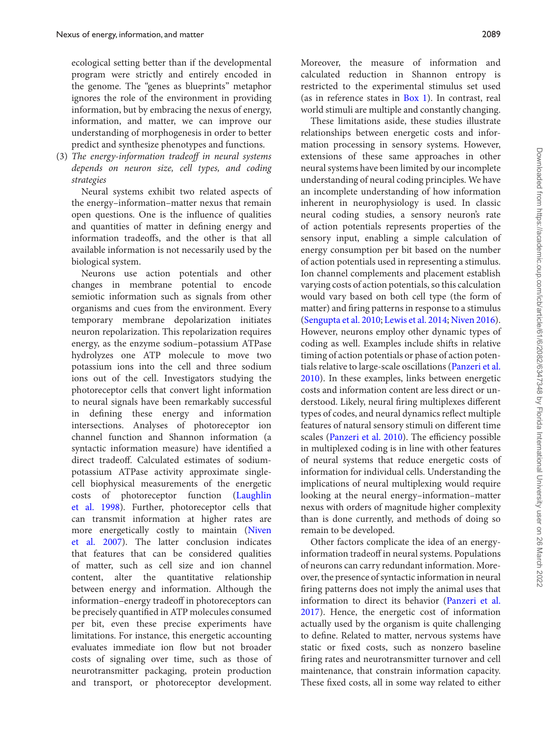ecological setting better than if the developmental program were strictly and entirely encoded in the genome. The "genes as blueprints" metaphor ignores the role of the environment in providing information, but by embracing the nexus of energy, information, and matter, we can improve our understanding of morphogenesis in order to better predict and synthesize phenotypes and functions.

(3) *The energy-information tradeoff in neural systems depends on neuron size, cell types, and coding strategies*

Neural systems exhibit two related aspects of the energy–information–matter nexus that remain open questions. One is the influence of qualities and quantities of matter in defining energy and information tradeoffs, and the other is that all available information is not necessarily used by the biological system.

Neurons use action potentials and other changes in membrane potential to encode semiotic information such as signals from other organisms and cues from the environment. Every temporary membrane depolarization initiates neuron repolarization. This repolarization requires energy, as the enzyme sodium–potassium ATPase hydrolyzes one ATP molecule to move two potassium ions into the cell and three sodium ions out of the cell. Investigators studying the photoreceptor cells that convert light information to neural signals have been remarkably successful in defining these energy and information intersections. Analyses of photoreceptor ion channel function and Shannon information (a syntactic information measure) have identified a direct tradeoff. Calculated estimates of sodium-potassium ATPase activity approximate single-cell biophysical measurements of the energetic costs of photoreceptor function (Laughlin et al. 1998). Further, photoreceptor cells that can transmit information at higher rates are more energetically costly to maintain (Niven et al. 2007). The latter conclusion indicates that features that can be considered qualities of matter, such as cell size and ion channel content, alter the quantitative relationship between energy and information. Although the information–energy tradeoff in photoreceptors can be precisely quantified in ATP molecules consumed per bit, even these precise experiments have limitations. For instance, this energetic accounting evaluates immediate ion flow but not broader costs of signaling over time, such as those of neurotransmitter packaging, protein production and transport, or photoreceptor development. Moreover, the measure of information and calculated reduction in Shannon entropy is restricted to the experimental stimulus set used (as in reference states in Box 1). In contrast, real world stimuli are multiple and constantly changing.

These limitations aside, these studies illustrate relationships between energetic costs and information processing in sensory systems. However, extensions of these same approaches in other neural systems have been limited by our incomplete understanding of neural coding principles. We have an incomplete understanding of how information inherent in neurophysiology is used. In classic neural coding studies, a sensory neuron's rate of action potentials represents properties of the sensory input, enabling a simple calculation of energy consumption per bit based on the number of action potentials used in representing a stimulus. Ion channel complements and placement establish varying costs of action potentials, so this calculation would vary based on both cell type (the form of matter) and firing patterns in response to a stimulus (Sengupta et al. 2010; Lewis et al. 2014; Niven 2016). However, neurons employ other dynamic types of coding as well. Examples include shifts in relative timing of action potentials or phase of action potentials relative to large-scale oscillations (Panzeri et al. 2010). In these examples, links between energetic costs and information content are less direct or understood. Likely, neural firing multiplexes different types of codes, and neural dynamics reflect multiple features of natural sensory stimuli on different time scales (Panzeri et al. 2010). The efficiency possible in multiplexed coding is in line with other features of neural systems that reduce energetic costs of information for individual cells. Understanding the implications of neural multiplexing would require looking at the neural energy–information–matter nexus with orders of magnitude higher complexity than is done currently, and methods of doing so remain to be developed.

Other factors complicate the idea of an energy-information tradeoff in neural systems. Populations of neurons can carry redundant information. Moreover, the presence of syntactic information in neural firing patterns does not imply the animal uses that information to direct its behavior (Panzeri et al. 2017). Hence, the energetic cost of information actually used by the organism is quite challenging to define. Related to matter, nervous systems have static or fixed costs, such as nonzero baseline firing rates and neurotransmitter turnover and cell maintenance, that constrain information capacity. These fixed costs, all in some way related to either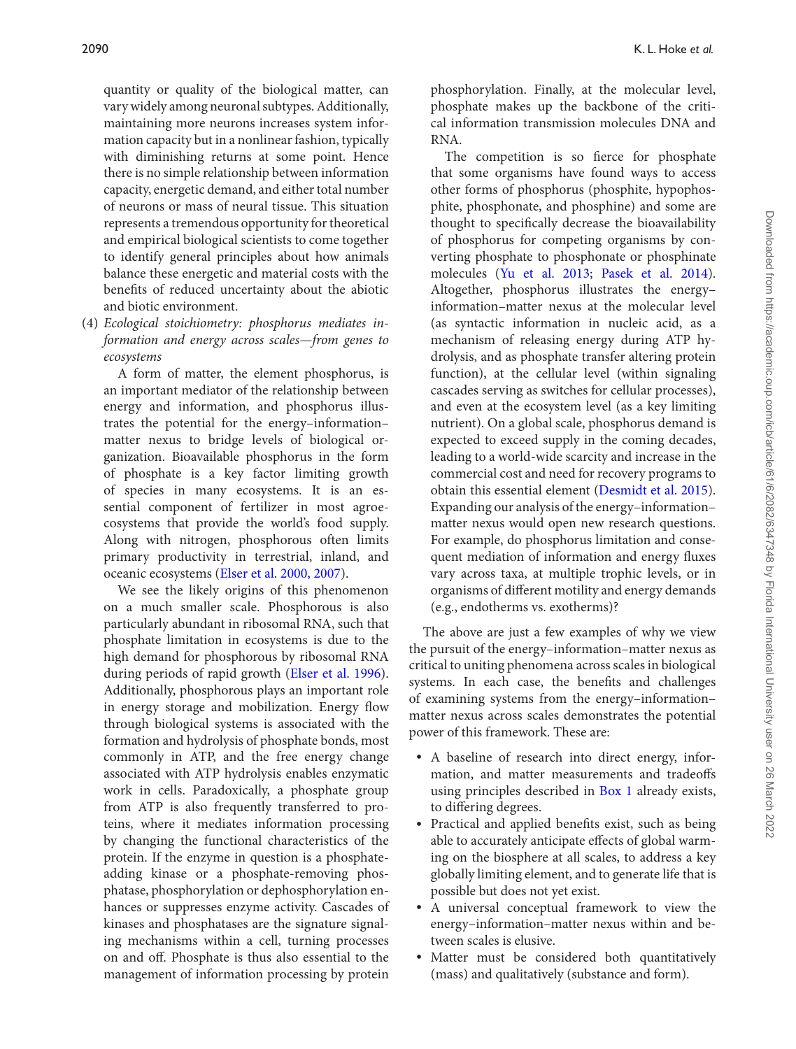quantity or quality of the biological matter, can vary widely among neuronal subtypes. Additionally, maintaining more neurons increases system information capacity but in a nonlinear fashion, typically with diminishing returns at some point. Hence there is no simple relationship between information capacity, energetic demand, and either total number of neurons or mass of neural tissue. This situation represents a tremendous opportunity for theoretical and empirical biological scientists to come together to identify general principles about how animals balance these energetic and material costs with the benefits of reduced uncertainty about the abiotic and biotic environment.

(4) *Ecological stoichiometry: phosphorus mediates information and energy across scales—from genes to ecosystems*

A form of matter, the element phosphorus, is an important mediator of the relationship between energy and information, and phosphorus illustrates the potential for the energy–information–matter nexus to bridge levels of biological organization. Bioavailable phosphorus in the form of phosphate is a key factor limiting growth of species in many ecosystems. It is an essential component of fertilizer in most agroecosystems that provide the world's food supply. Along with nitrogen, phosphorous often limits primary productivity in terrestrial, inland, and oceanic ecosystems (Elser et al. 2000, 2007).

We see the likely origins of this phenomenon on a much smaller scale. Phosphorous is also particularly abundant in ribosomal RNA, such that phosphate limitation in ecosystems is due to the high demand for phosphorous by ribosomal RNA during periods of rapid growth (Elser et al. 1996). Additionally, phosphorous plays an important role in energy storage and mobilization. Energy flow through biological systems is associated with the formation and hydrolysis of phosphate bonds, most commonly in ATP, and the free energy change associated with ATP hydrolysis enables enzymatic work in cells. Paradoxically, a phosphate group from ATP is also frequently transferred to proteins, where it mediates information processing by changing the functional characteristics of the protein. If the enzyme in question is a phosphate-adding kinase or a phosphate-removing phosphatase, phosphorylation or dephosphorylation enhances or suppresses enzyme activity. Cascades of kinases and phosphatases are the signature signaling mechanisms within a cell, turning processes on and off. Phosphate is thus also essential to the management of information processing by protein phosphorylation. Finally, at the molecular level, phosphate makes up the backbone of the critical information transmission molecules DNA and RNA.

The competition is so fierce for phosphate that some organisms have found ways to access other forms of phosphorus (phosphite, hypophosphite, phosphonate, and phosphine) and some are thought to specifically decrease the bioavailability of phosphorus for competing organisms by converting phosphate to phosphonate or phosphinate molecules (Yu et al. 2013; Pasek et al. 2014). Altogether, phosphorus illustrates the energy–information–matter nexus at the molecular level (as syntactic information in nucleic acid, as a mechanism of releasing energy during ATP hydrolysis, and as phosphate transfer altering protein function), at the cellular level (within signaling cascades serving as switches for cellular processes), and even at the ecosystem level (as a key limiting nutrient). On a global scale, phosphorus demand is expected to exceed supply in the coming decades, leading to a world-wide scarcity and increase in the commercial cost and need for recovery programs to obtain this essential element (Desmidt et al. 2015). Expanding our analysis of the energy–information–matter nexus would open new research questions. For example, do phosphorus limitation and consequent mediation of information and energy fluxes vary across taxa, at multiple trophic levels, or in organisms of different motility and energy demands (e.g., endotherms vs. exotherms)?

The above are just a few examples of why we view the pursuit of the energy–information–matter nexus as critical to uniting phenomena across scales in biological systems. In each case, the benefits and challenges of examining systems from the energy–information–matter nexus across scales demonstrates the potential power of this framework. These are:

- A baseline of research into direct energy, information, and matter measurements and tradeoffs using principles described in Box 1 already exists, to differing degrees.
- Practical and applied benefits exist, such as being able to accurately anticipate effects of global warming on the biosphere at all scales, to address a key globally limiting element, and to generate life that is possible but does not yet exist.
- A universal conceptual framework to view the energy–information–matter nexus within and between scales is elusive.
- Matter must be considered both quantitatively (mass) and qualitatively (substance and form).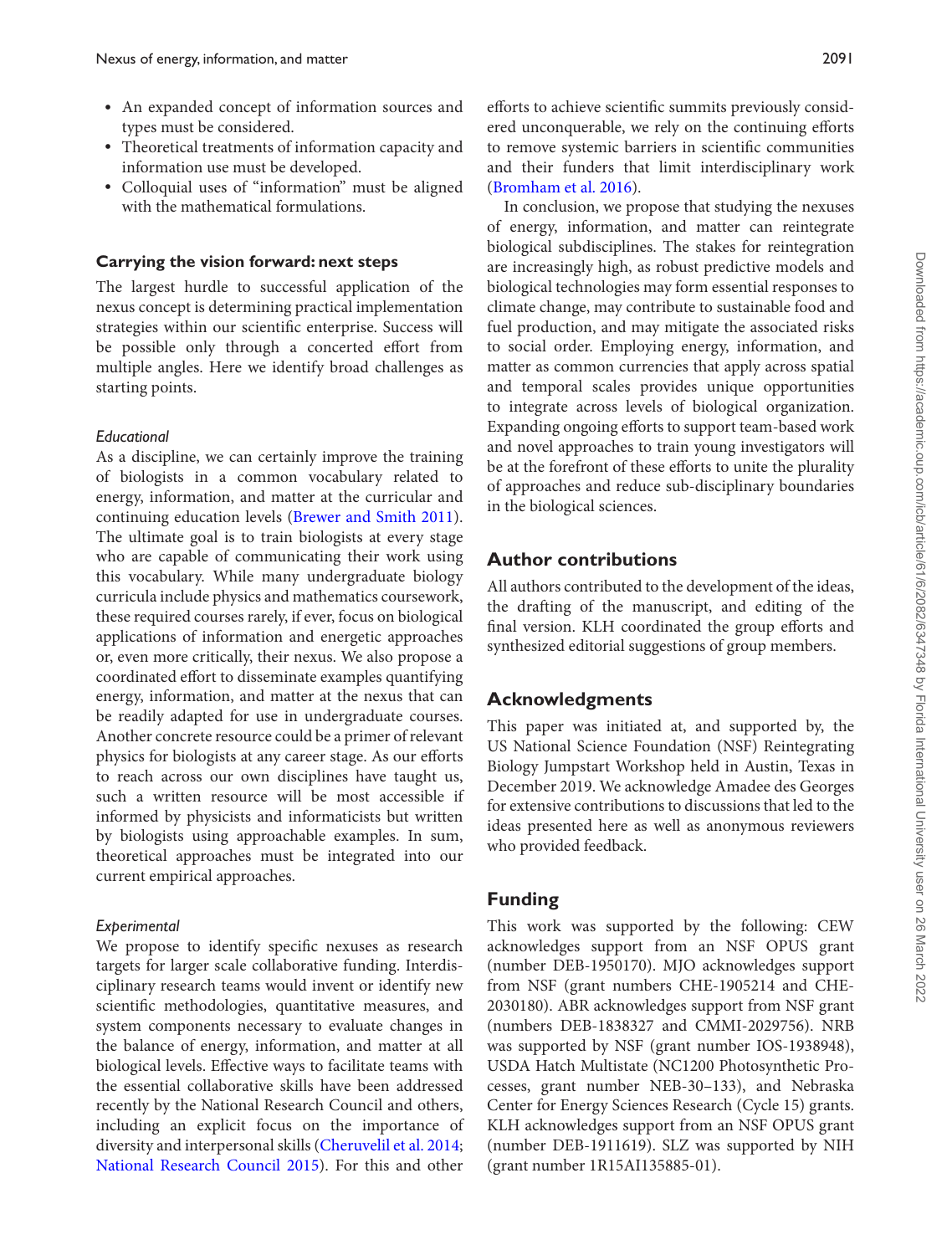- An expanded concept of information sources and types must be considered.
- Theoretical treatments of information capacity and information use must be developed.
- Colloquial uses of "information" must be aligned with the mathematical formulations.

## Carrying the vision forward: next steps

The largest hurdle to successful application of the nexus concept is determining practical implementation strategies within our scientific enterprise. Success will be possible only through a concerted effort from multiple angles. Here we identify broad challenges as starting points.

### *Educational*

As a discipline, we can certainly improve the training of biologists in a common vocabulary related to energy, information, and matter at the curricular and continuing education levels (Brewer and Smith 2011). The ultimate goal is to train biologists at every stage who are capable of communicating their work using this vocabulary. While many undergraduate biology curricula include physics and mathematics coursework, these required courses rarely, if ever, focus on biological applications of information and energetic approaches or, even more critically, their nexus. We also propose a coordinated effort to disseminate examples quantifying energy, information, and matter at the nexus that can be readily adapted for use in undergraduate courses. Another concrete resource could be a primer of relevant physics for biologists at any career stage. As our efforts to reach across our own disciplines have taught us, such a written resource will be most accessible if informed by physicists and informaticists but written by biologists using approachable examples. In sum, theoretical approaches must be integrated into our current empirical approaches.

### *Experimental*

We propose to identify specific nexuses as research targets for larger scale collaborative funding. Interdisciplinary research teams would invent or identify new scientific methodologies, quantitative measures, and system components necessary to evaluate changes in the balance of energy, information, and matter at all biological levels. Effective ways to facilitate teams with the essential collaborative skills have been addressed recently by the National Research Council and others, including an explicit focus on the importance of diversity and interpersonal skills (Cheruvelil et al. 2014; National Research Council 2015). For this and other efforts to achieve scientific summits previously considered unconquerable, we rely on the continuing efforts to remove systemic barriers in scientific communities and their funders that limit interdisciplinary work (Bromham et al. 2016).

In conclusion, we propose that studying the nexuses of energy, information, and matter can reintegrate biological subdisciplines. The stakes for reintegration are increasingly high, as robust predictive models and biological technologies may form essential responses to climate change, may contribute to sustainable food and fuel production, and may mitigate the associated risks to social order. Employing energy, information, and matter as common currencies that apply across spatial and temporal scales provides unique opportunities to integrate across levels of biological organization. Expanding ongoing efforts to support team-based work and novel approaches to train young investigators will be at the forefront of these efforts to unite the plurality of approaches and reduce sub-disciplinary boundaries in the biological sciences.

## Author contributions

All authors contributed to the development of the ideas, the drafting of the manuscript, and editing of the final version. KLH coordinated the group efforts and synthesized editorial suggestions of group members.

## Acknowledgments

This paper was initiated at, and supported by, the US National Science Foundation (NSF) Reintegrating Biology Jumpstart Workshop held in Austin, Texas in December 2019. We acknowledge Amadee des Georges for extensive contributions to discussions that led to the ideas presented here as well as anonymous reviewers who provided feedback.

## Funding

This work was supported by the following: CEW acknowledges support from an NSF OPUS grant (number DEB-1950170). MJO acknowledges support from NSF (grant numbers CHE-1905214 and CHE-2030180). ABR acknowledges support from NSF grant (numbers DEB-1838327 and CMMI-2029756). NRB was supported by NSF (grant number IOS-1938948), USDA Hatch Multistate (NC1200 Photosynthetic Processes, grant number NEB-30–133), and Nebraska Center for Energy Sciences Research (Cycle 15) grants. KLH acknowledges support from an NSF OPUS grant (number DEB-1911619). SLZ was supported by NIH (grant number 1R15AI135885-01).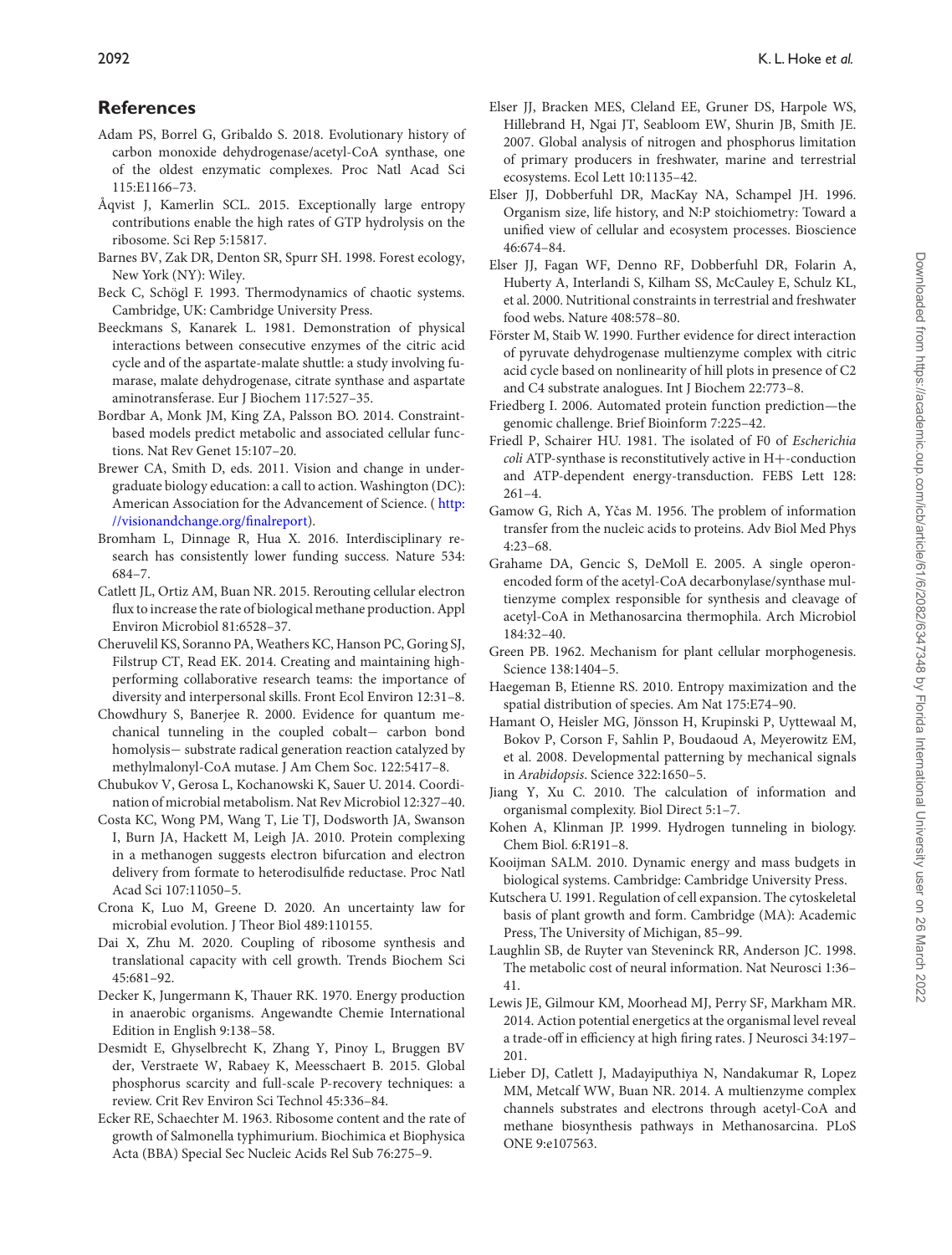## References

Adam PS, Borrel G, Gribaldo S. 2018. Evolutionary history of carbon monoxide dehydrogenase/acetyl-CoA synthase, one of the oldest enzymatic complexes. Proc Natl Acad Sci 115:E1166–73.

Åqvist J, Kamerlin SCL. 2015. Exceptionally large entropy contributions enable the high rates of GTP hydrolysis on the ribosome. Sci Rep 5:15817.

Barnes BV, Zak DR, Denton SR, Spurr SH. 1998. Forest ecology, New York (NY): Wiley.

Beck C, Schögl F. 1993. Thermodynamics of chaotic systems. Cambridge, UK: Cambridge University Press.

Beeckmans S, Kanarek L. 1981. Demonstration of physical interactions between consecutive enzymes of the citric acid cycle and of the aspartate-malate shuttle: a study involving fumarase, malate dehydrogenase, citrate synthase and aspartate aminotransferase. Eur J Biochem 117:527–35.

Bordbar A, Monk JM, King ZA, Palsson BO. 2014. Constraint-based models predict metabolic and associated cellular functions. Nat Rev Genet 15:107–20.

Brewer CA, Smith D, eds. 2011. Vision and change in undergraduate biology education: a call to action. Washington (DC): American Association for the Advancement of Science. (http://visionandchange.org/finalreport).

Bromham L, Dinnage R, Hua X. 2016. Interdisciplinary research has consistently lower funding success. Nature 534: 684–7.

Catlett JL, Ortiz AM, Buan NR. 2015. Rerouting cellular electron flux to increase the rate of biological methane production. Appl Environ Microbiol 81:6528–37.

Cheruvelil KS, Soranno PA, Weathers KC, Hanson PC, Goring SJ, Filstrup CT, Read EK. 2014. Creating and maintaining high-performing collaborative research teams: the importance of diversity and interpersonal skills. Front Ecol Environ 12:31–8.

Chowdhury S, Banerjee R. 2000. Evidence for quantum mechanical tunneling in the coupled cobalt− carbon bond homolysis− substrate radical generation reaction catalyzed by methylmalonyl-CoA mutase. J Am Chem Soc. 122:5417–8.

Chubukov V, Gerosa L, Kochanowski K, Sauer U. 2014. Coordination of microbial metabolism. Nat Rev Microbiol 12:327–40.

Costa KC, Wong PM, Wang T, Lie TJ, Dodsworth JA, Swanson I, Burn JA, Hackett M, Leigh JA. 2010. Protein complexing in a methanogen suggests electron bifurcation and electron delivery from formate to heterodisulfide reductase. Proc Natl Acad Sci 107:11050–5.

Crona K, Luo M, Greene D. 2020. An uncertainty law for microbial evolution. J Theor Biol 489:110155.

Dai X, Zhu M. 2020. Coupling of ribosome synthesis and translational capacity with cell growth. Trends Biochem Sci 45:681–92.

Decker K, Jungermann K, Thauer RK. 1970. Energy production in anaerobic organisms. Angewandte Chemie International Edition in English 9:138–58.

Desmidt E, Ghyselbrecht K, Zhang Y, Pinoy L, Bruggen BV der, Verstraete W, Rabaey K, Meesschaert B. 2015. Global phosphorus scarcity and full-scale P-recovery techniques: a review. Crit Rev Environ Sci Technol 45:336–84.

Ecker RE, Schaechter M. 1963. Ribosome content and the rate of growth of Salmonella typhimurium. Biochimica et Biophysica Acta (BBA) Special Sec Nucleic Acids Rel Sub 76:275–9.

Elser JJ, Bracken MES, Cleland EE, Gruner DS, Harpole WS, Hillebrand H, Ngai JT, Seabloom EW, Shurin JB, Smith JE. 2007. Global analysis of nitrogen and phosphorus limitation of primary producers in freshwater, marine and terrestrial ecosystems. Ecol Lett 10:1135–42.

Elser JJ, Dobberfuhl DR, MacKay NA, Schampel JH. 1996. Organism size, life history, and N:P stoichiometry: Toward a unified view of cellular and ecosystem processes. Bioscience 46:674–84.

Elser JJ, Fagan WF, Denno RF, Dobberfuhl DR, Folarin A, Huberty A, Interlandi S, Kilham SS, McCauley E, Schulz KL, et al. 2000. Nutritional constraints in terrestrial and freshwater food webs. Nature 408:578–80.

Förster M, Staib W. 1990. Further evidence for direct interaction of pyruvate dehydrogenase multienzyme complex with citric acid cycle based on nonlinearity of hill plots in presence of C2 and C4 substrate analogues. Int J Biochem 22:773–8.

Friedberg I. 2006. Automated protein function prediction—the genomic challenge. Brief Bioinform 7:225–42.

Friedl P, Schairer HU. 1981. The isolated of F0 of *Escherichia coli* ATP-synthase is reconstitutively active in H+-conduction and ATP-dependent energy-transduction. FEBS Lett 128: 261–4.

Gamow G, Rich A, Yčas M. 1956. The problem of information transfer from the nucleic acids to proteins. Adv Biol Med Phys 4:23–68.

Grahame DA, Gencic S, DeMoll E. 2005. A single operon-encoded form of the acetyl-CoA decarbonylase/synthase multienzyme complex responsible for synthesis and cleavage of acetyl-CoA in Methanosarcina thermophila. Arch Microbiol 184:32–40.

Green PB. 1962. Mechanism for plant cellular morphogenesis. Science 138:1404–5.

Haegeman B, Etienne RS. 2010. Entropy maximization and the spatial distribution of species. Am Nat 175:E74–90.

Hamant O, Heisler MG, Jönsson H, Krupinski P, Uyttewaal M, Bokov P, Corson F, Sahlin P, Boudaoud A, Meyerowitz EM, et al. 2008. Developmental patterning by mechanical signals in *Arabidopsis*. Science 322:1650–5.

Jiang Y, Xu C. 2010. The calculation of information and organismal complexity. Biol Direct 5:1–7.

Kohen A, Klinman JP. 1999. Hydrogen tunneling in biology. Chem Biol. 6:R191–8.

Kooijman SALM. 2010. Dynamic energy and mass budgets in biological systems. Cambridge: Cambridge University Press.

Kutschera U. 1991. Regulation of cell expansion. The cytoskeletal basis of plant growth and form. Cambridge (MA): Academic Press, The University of Michigan, 85–99.

Laughlin SB, de Ruyter van Steveninck RR, Anderson JC. 1998. The metabolic cost of neural information. Nat Neurosci 1:36–41.

Lewis JE, Gilmour KM, Moorhead MJ, Perry SF, Markham MR. 2014. Action potential energetics at the organismal level reveal a trade-off in efficiency at high firing rates. J Neurosci 34:197–201.

Lieber DJ, Catlett J, Madayiputhiya N, Nandakumar R, Lopez MM, Metcalf WW, Buan NR. 2014. A multienzyme complex channels substrates and electrons through acetyl-CoA and methane biosynthesis pathways in Methanosarcina. PLoS ONE 9:e107563.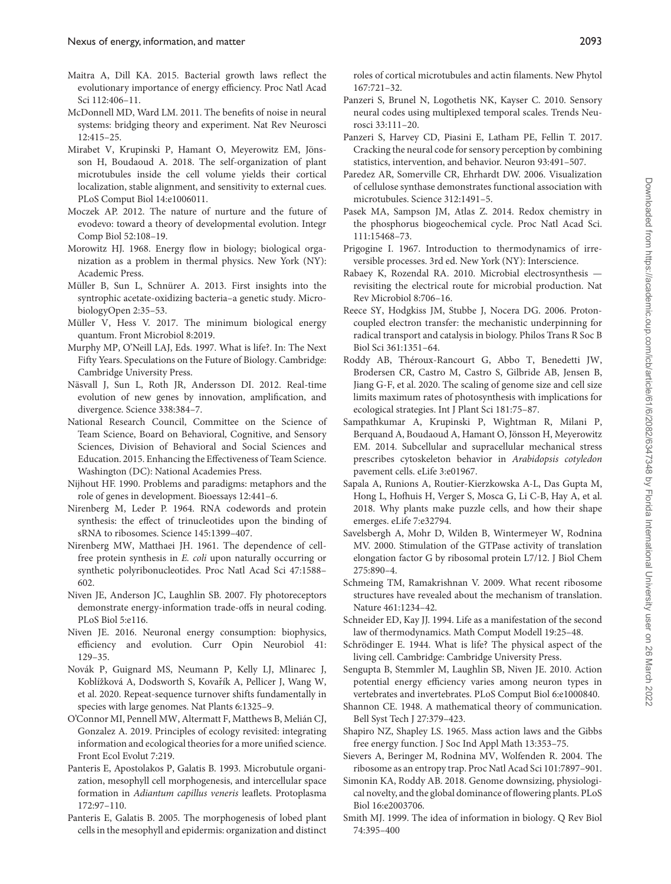Maitra A, Dill KA. 2015. Bacterial growth laws reflect the evolutionary importance of energy efficiency. Proc Natl Acad Sci 112:406–11.

McDonnell MD, Ward LM. 2011. The benefits of noise in neural systems: bridging theory and experiment. Nat Rev Neurosci 12:415–25.

Mirabet V, Krupinski P, Hamant O, Meyerowitz EM, Jönsson H, Boudaoud A. 2018. The self-organization of plant microtubules inside the cell volume yields their cortical localization, stable alignment, and sensitivity to external cues. PLoS Comput Biol 14:e1006011.

Moczek AP. 2012. The nature of nurture and the future of evodevo: toward a theory of developmental evolution. Integr Comp Biol 52:108–19.

Morowitz HJ. 1968. Energy flow in biology; biological organization as a problem in thermal physics. New York (NY): Academic Press.

Müller B, Sun L, Schnürer A. 2013. First insights into the syntrophic acetate-oxidizing bacteria–a genetic study. MicrobiologyOpen 2:35–53.

Müller V, Hess V. 2017. The minimum biological energy quantum. Front Microbiol 8:2019.

Murphy MP, O'Neill LAJ, Eds. 1997. What is life?. In: The Next Fifty Years. Speculations on the Future of Biology. Cambridge: Cambridge University Press.

Näsvall J, Sun L, Roth JR, Andersson DI. 2012. Real-time evolution of new genes by innovation, amplification, and divergence. Science 338:384–7.

National Research Council, Committee on the Science of Team Science, Board on Behavioral, Cognitive, and Sensory Sciences, Division of Behavioral and Social Sciences and Education. 2015. Enhancing the Effectiveness of Team Science. Washington (DC): National Academies Press.

Nijhout HF. 1990. Problems and paradigms: metaphors and the role of genes in development. Bioessays 12:441–6.

Nirenberg M, Leder P. 1964. RNA codewords and protein synthesis: the effect of trinucleotides upon the binding of sRNA to ribosomes. Science 145:1399–407.

Nirenberg MW, Matthaei JH. 1961. The dependence of cell-free protein synthesis in *E. coli* upon naturally occurring or synthetic polyribonucleotides. Proc Natl Acad Sci 47:1588–602.

Niven JE, Anderson JC, Laughlin SB. 2007. Fly photoreceptors demonstrate energy-information trade-offs in neural coding. PLoS Biol 5:e116.

Niven JE. 2016. Neuronal energy consumption: biophysics, efficiency and evolution. Curr Opin Neurobiol 41: 129–35.

Novák P, Guignard MS, Neumann P, Kelly LJ, Mlinarec J, Koblížková A, Dodsworth S, Kovařík A, Pellicer J, Wang W, et al. 2020. Repeat-sequence turnover shifts fundamentally in species with large genomes. Nat Plants 6:1325–9.

O'Connor MI, Pennell MW, Altermatt F, Matthews B, Melián CJ, Gonzalez A. 2019. Principles of ecology revisited: integrating information and ecological theories for a more unified science. Front Ecol Evolut 7:219.

Panteris E, Apostolakos P, Galatis B. 1993. Microbutule organization, mesophyll cell morphogenesis, and intercellular space formation in *Adiantum capillus veneris* leaflets. Protoplasma 172:97–110.

Panteris E, Galatis B. 2005. The morphogenesis of lobed plant cells in the mesophyll and epidermis: organization and distinct roles of cortical microtubules and actin filaments. New Phytol 167:721–32.

Panzeri S, Brunel N, Logothetis NK, Kayser C. 2010. Sensory neural codes using multiplexed temporal scales. Trends Neurosci 33:111–20.

Panzeri S, Harvey CD, Piasini E, Latham PE, Fellin T. 2017. Cracking the neural code for sensory perception by combining statistics, intervention, and behavior. Neuron 93:491–507.

Paredez AR, Somerville CR, Ehrhardt DW. 2006. Visualization of cellulose synthase demonstrates functional association with microtubules. Science 312:1491–5.

Pasek MA, Sampson JM, Atlas Z. 2014. Redox chemistry in the phosphorus biogeochemical cycle. Proc Natl Acad Sci. 111:15468–73.

Prigogine I. 1967. Introduction to thermodynamics of irreversible processes. 3rd ed. New York (NY): Interscience.

Rabaey K, Rozendal RA. 2010. Microbial electrosynthesis — revisiting the electrical route for microbial production. Nat Rev Microbiol 8:706–16.

Reece SY, Hodgkiss JM, Stubbe J, Nocera DG. 2006. Proton-coupled electron transfer: the mechanistic underpinning for radical transport and catalysis in biology. Philos Trans R Soc B Biol Sci 361:1351–64.

Roddy AB, Théroux-Rancourt G, Abbo T, Benedetti JW, Brodersen CR, Castro M, Castro S, Gilbride AB, Jensen B, Jiang G-F, et al. 2020. The scaling of genome size and cell size limits maximum rates of photosynthesis with implications for ecological strategies. Int J Plant Sci 181:75–87.

Sampathkumar A, Krupinski P, Wightman R, Milani P, Berquand A, Boudaoud A, Hamant O, Jönsson H, Meyerowitz EM. 2014. Subcellular and supracellular mechanical stress prescribes cytoskeleton behavior in *Arabidopsis cotyledon* pavement cells. eLife 3:e01967.

Sapala A, Runions A, Routier-Kierzkowska A-L, Das Gupta M, Hong L, Hofhuis H, Verger S, Mosca G, Li C-B, Hay A, et al. 2018. Why plants make puzzle cells, and how their shape emerges. eLife 7:e32794.

Savelsbergh A, Mohr D, Wilden B, Wintermeyer W, Rodnina MV. 2000. Stimulation of the GTPase activity of translation elongation factor G by ribosomal protein L7/12. J Biol Chem 275:890–4.

Schmeing TM, Ramakrishnan V. 2009. What recent ribosome structures have revealed about the mechanism of translation. Nature 461:1234–42.

Schneider ED, Kay JJ. 1994. Life as a manifestation of the second law of thermodynamics. Math Comput Modell 19:25–48.

Schrödinger E. 1944. What is life? The physical aspect of the living cell. Cambridge: Cambridge University Press.

Sengupta B, Stemmler M, Laughlin SB, Niven JE. 2010. Action potential energy efficiency varies among neuron types in vertebrates and invertebrates. PLoS Comput Biol 6:e1000840.

Shannon CE. 1948. A mathematical theory of communication. Bell Syst Tech J 27:379–423.

Shapiro NZ, Shapley LS. 1965. Mass action laws and the Gibbs free energy function. J Soc Ind Appl Math 13:353–75.

Sievers A, Beringer M, Rodnina MV, Wolfenden R. 2004. The ribosome as an entropy trap. Proc Natl Acad Sci 101:7897–901.

Simonin KA, Roddy AB. 2018. Genome downsizing, physiological novelty, and the global dominance of flowering plants. PLoS Biol 16:e2003706.

Smith MJ. 1999. The idea of information in biology. Q Rev Biol 74:395–400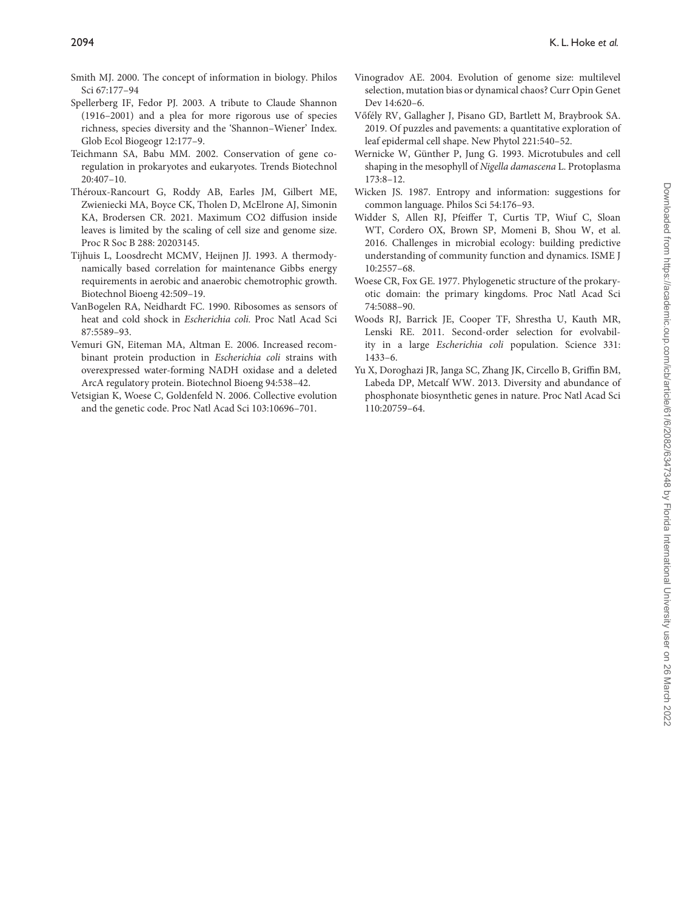Smith MJ. 2000. The concept of information in biology. Philos Sci 67:177–94

Spellerberg IF, Fedor PJ. 2003. A tribute to Claude Shannon (1916–2001) and a plea for more rigorous use of species richness, species diversity and the 'Shannon–Wiener' Index. Glob Ecol Biogeogr 12:177–9.

Teichmann SA, Babu MM. 2002. Conservation of gene co-regulation in prokaryotes and eukaryotes. Trends Biotechnol 20:407–10.

Théroux-Rancourt G, Roddy AB, Earles JM, Gilbert ME, Zwieniecki MA, Boyce CK, Tholen D, McElrone AJ, Simonin KA, Brodersen CR. 2021. Maximum CO2 diffusion inside leaves is limited by the scaling of cell size and genome size. Proc R Soc B 288: 20203145.

Tijhuis L, Loosdrecht MCMV, Heijnen JJ. 1993. A thermodynamically based correlation for maintenance Gibbs energy requirements in aerobic and anaerobic chemotrophic growth. Biotechnol Bioeng 42:509–19.

VanBogelen RA, Neidhardt FC. 1990. Ribosomes as sensors of heat and cold shock in *Escherichia coli.* Proc Natl Acad Sci 87:5589–93.

Vemuri GN, Eiteman MA, Altman E. 2006. Increased recombinant protein production in *Escherichia coli* strains with overexpressed water-forming NADH oxidase and a deleted ArcA regulatory protein. Biotechnol Bioeng 94:538–42.

Vetsigian K, Woese C, Goldenfeld N. 2006. Collective evolution and the genetic code. Proc Natl Acad Sci 103:10696–701.

Vinogradov AE. 2004. Evolution of genome size: multilevel selection, mutation bias or dynamical chaos? Curr Opin Genet Dev 14:620–6.

Vőfély RV, Gallagher J, Pisano GD, Bartlett M, Braybrook SA. 2019. Of puzzles and pavements: a quantitative exploration of leaf epidermal cell shape. New Phytol 221:540–52.

Wernicke W, Günther P, Jung G. 1993. Microtubules and cell shaping in the mesophyll of *Nigella damascena* L. Protoplasma 173:8–12.

Wicken JS. 1987. Entropy and information: suggestions for common language. Philos Sci 54:176–93.

Widder S, Allen RJ, Pfeiffer T, Curtis TP, Wiuf C, Sloan WT, Cordero OX, Brown SP, Momeni B, Shou W, et al. 2016. Challenges in microbial ecology: building predictive understanding of community function and dynamics. ISME J 10:2557–68.

Woese CR, Fox GE. 1977. Phylogenetic structure of the prokaryotic domain: the primary kingdoms. Proc Natl Acad Sci 74:5088–90.

Woods RJ, Barrick JE, Cooper TF, Shrestha U, Kauth MR, Lenski RE. 2011. Second-order selection for evolvability in a large *Escherichia coli* population. Science 331: 1433–6.

Yu X, Doroghazi JR, Janga SC, Zhang JK, Circello B, Griffin BM, Labeda DP, Metcalf WW. 2013. Diversity and abundance of phosphonate biosynthetic genes in nature. Proc Natl Acad Sci 110:20759–64.